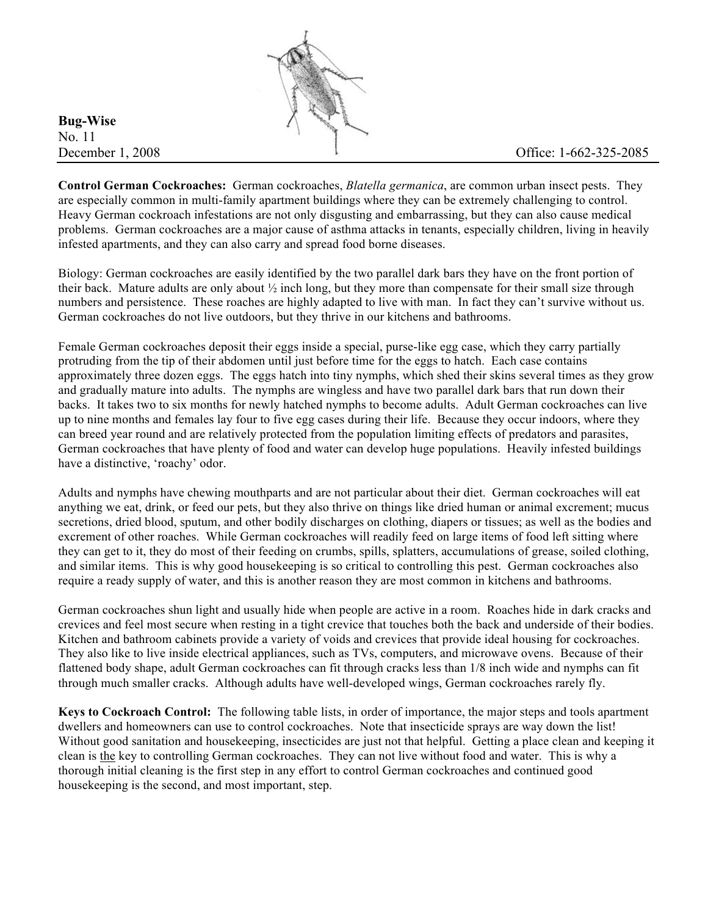**Bug-Wise**
No. 11
December 1, 2008 Office: 1-662-325-2085

**Control German Cockroaches:** German cockroaches, *Blatella germanica*, are common urban insect pests. They are especially common in multi-family apartment buildings where they can be extremely challenging to control. Heavy German cockroach infestations are not only disgusting and embarrassing, but they can also cause medical problems. German cockroaches are a major cause of asthma attacks in tenants, especially children, living in heavily infested apartments, and they can also carry and spread food borne diseases.

Biology: German cockroaches are easily identified by the two parallel dark bars they have on the front portion of their back. Mature adults are only about ½ inch long, but they more than compensate for their small size through numbers and persistence. These roaches are highly adapted to live with man. In fact they can't survive without us. German cockroaches do not live outdoors, but they thrive in our kitchens and bathrooms.

Female German cockroaches deposit their eggs inside a special, purse-like egg case, which they carry partially protruding from the tip of their abdomen until just before time for the eggs to hatch. Each case contains approximately three dozen eggs. The eggs hatch into tiny nymphs, which shed their skins several times as they grow and gradually mature into adults. The nymphs are wingless and have two parallel dark bars that run down their backs. It takes two to six months for newly hatched nymphs to become adults. Adult German cockroaches can live up to nine months and females lay four to five egg cases during their life. Because they occur indoors, where they can breed year round and are relatively protected from the population limiting effects of predators and parasites, German cockroaches that have plenty of food and water can develop huge populations. Heavily infested buildings have a distinctive, 'roachy' odor.

Adults and nymphs have chewing mouthparts and are not particular about their diet. German cockroaches will eat anything we eat, drink, or feed our pets, but they also thrive on things like dried human or animal excrement; mucus secretions, dried blood, sputum, and other bodily discharges on clothing, diapers or tissues; as well as the bodies and excrement of other roaches. While German cockroaches will readily feed on large items of food left sitting where they can get to it, they do most of their feeding on crumbs, spills, splatters, accumulations of grease, soiled clothing, and similar items. This is why good housekeeping is so critical to controlling this pest. German cockroaches also require a ready supply of water, and this is another reason they are most common in kitchens and bathrooms.

German cockroaches shun light and usually hide when people are active in a room. Roaches hide in dark cracks and crevices and feel most secure when resting in a tight crevice that touches both the back and underside of their bodies. Kitchen and bathroom cabinets provide a variety of voids and crevices that provide ideal housing for cockroaches. They also like to live inside electrical appliances, such as TVs, computers, and microwave ovens. Because of their flattened body shape, adult German cockroaches can fit through cracks less than 1/8 inch wide and nymphs can fit through much smaller cracks. Although adults have well-developed wings, German cockroaches rarely fly.

**Keys to Cockroach Control:** The following table lists, in order of importance, the major steps and tools apartment dwellers and homeowners can use to control cockroaches. Note that insecticide sprays are way down the list! Without good sanitation and housekeeping, insecticides are just not that helpful. Getting a place clean and keeping it clean is <u>the</u> key to controlling German cockroaches. They can not live without food and water. This is why a thorough initial cleaning is the first step in any effort to control German cockroaches and continued good housekeeping is the second, and most important, step.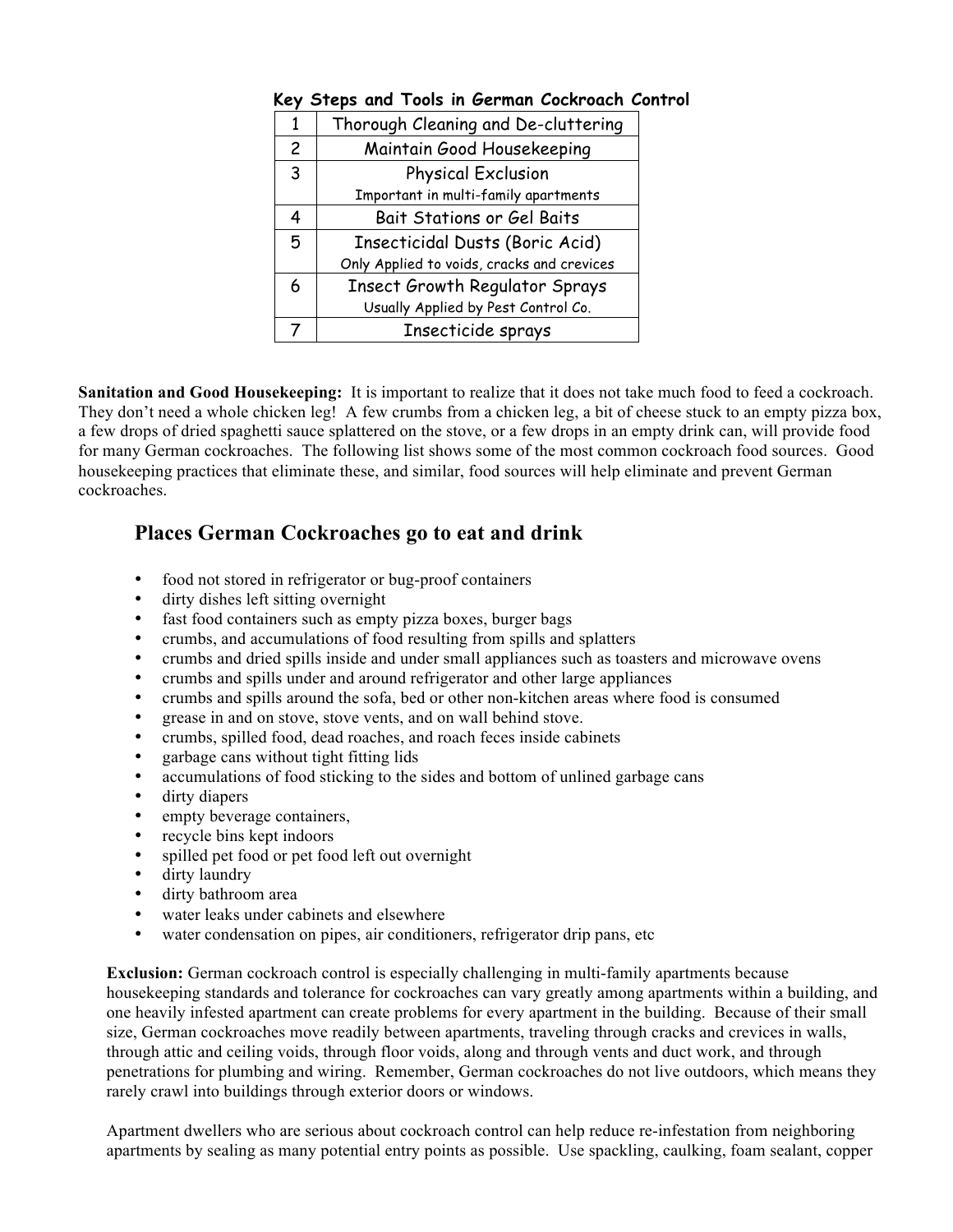**Key Steps and Tools in German Cockroach Control**

| | |
|---|---|
| 1 | Thorough Cleaning and De-cluttering |
| 2 | Maintain Good Housekeeping |
| 3 | Physical Exclusion<br>Important in multi-family apartments |
| 4 | Bait Stations or Gel Baits |
| 5 | Insecticidal Dusts (Boric Acid)<br>Only Applied to voids, cracks and crevices |
| 6 | Insect Growth Regulator Sprays<br>Usually Applied by Pest Control Co. |
| 7 | Insecticide sprays |

**Sanitation and Good Housekeeping:** It is important to realize that it does not take much food to feed a cockroach. They don't need a whole chicken leg! A few crumbs from a chicken leg, a bit of cheese stuck to an empty pizza box, a few drops of dried spaghetti sauce splattered on the stove, or a few drops in an empty drink can, will provide food for many German cockroaches. The following list shows some of the most common cockroach food sources. Good housekeeping practices that eliminate these, and similar, food sources will help eliminate and prevent German cockroaches.

## Places German Cockroaches go to eat and drink

- food not stored in refrigerator or bug-proof containers
- dirty dishes left sitting overnight
- fast food containers such as empty pizza boxes, burger bags
- crumbs, and accumulations of food resulting from spills and splatters
- crumbs and dried spills inside and under small appliances such as toasters and microwave ovens
- crumbs and spills under and around refrigerator and other large appliances
- crumbs and spills around the sofa, bed or other non-kitchen areas where food is consumed
- grease in and on stove, stove vents, and on wall behind stove.
- crumbs, spilled food, dead roaches, and roach feces inside cabinets
- garbage cans without tight fitting lids
- accumulations of food sticking to the sides and bottom of unlined garbage cans
- dirty diapers
- empty beverage containers,
- recycle bins kept indoors
- spilled pet food or pet food left out overnight
- dirty laundry
- dirty bathroom area
- water leaks under cabinets and elsewhere
- water condensation on pipes, air conditioners, refrigerator drip pans, etc

**Exclusion:** German cockroach control is especially challenging in multi-family apartments because housekeeping standards and tolerance for cockroaches can vary greatly among apartments within a building, and one heavily infested apartment can create problems for every apartment in the building. Because of their small size, German cockroaches move readily between apartments, traveling through cracks and crevices in walls, through attic and ceiling voids, through floor voids, along and through vents and duct work, and through penetrations for plumbing and wiring. Remember, German cockroaches do not live outdoors, which means they rarely crawl into buildings through exterior doors or windows.

Apartment dwellers who are serious about cockroach control can help reduce re-infestation from neighboring apartments by sealing as many potential entry points as possible. Use spackling, caulking, foam sealant, copper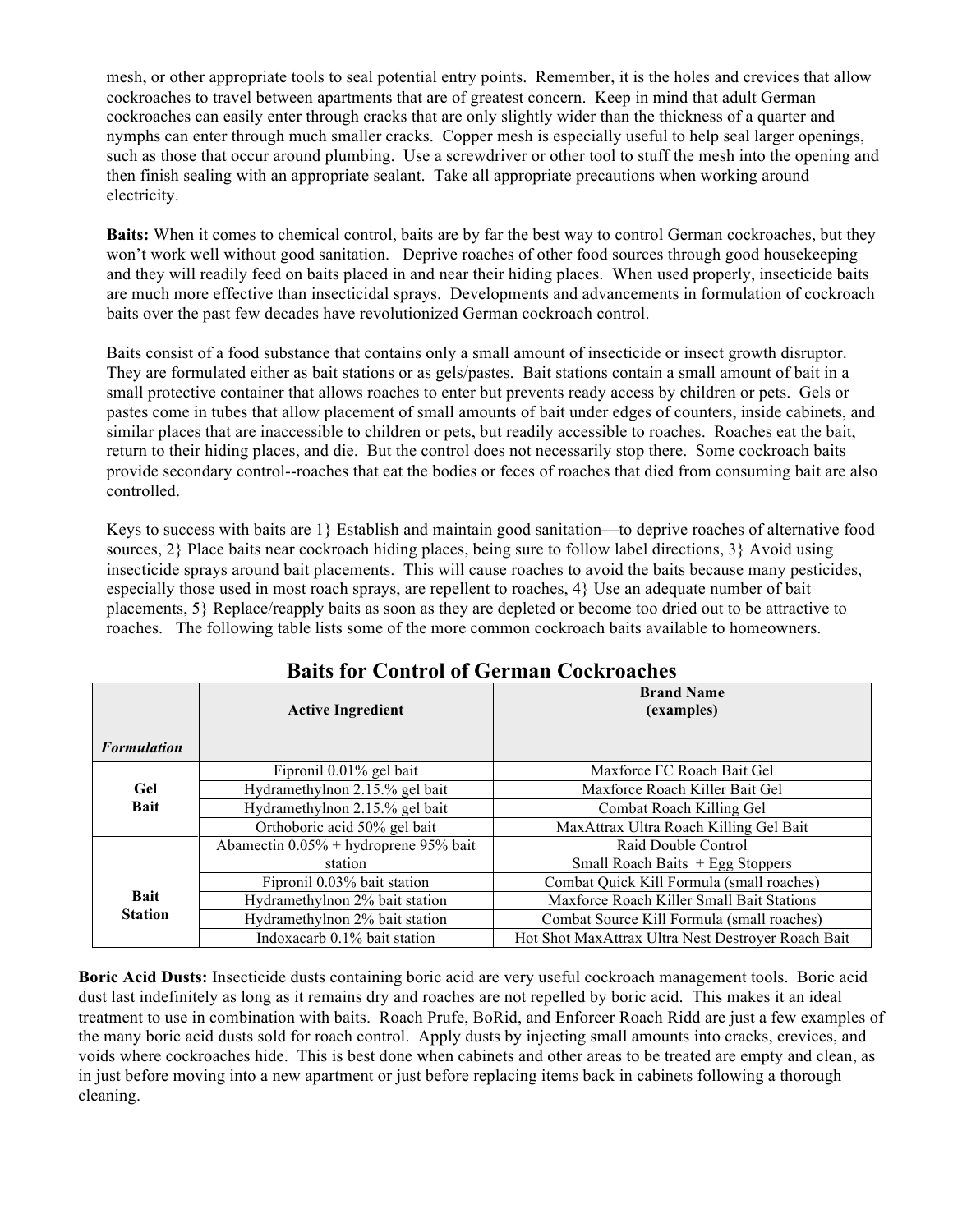mesh, or other appropriate tools to seal potential entry points. Remember, it is the holes and crevices that allow cockroaches to travel between apartments that are of greatest concern. Keep in mind that adult German cockroaches can easily enter through cracks that are only slightly wider than the thickness of a quarter and nymphs can enter through much smaller cracks. Copper mesh is especially useful to help seal larger openings, such as those that occur around plumbing. Use a screwdriver or other tool to stuff the mesh into the opening and then finish sealing with an appropriate sealant. Take all appropriate precautions when working around electricity.

**Baits:** When it comes to chemical control, baits are by far the best way to control German cockroaches, but they won't work well without good sanitation. Deprive roaches of other food sources through good housekeeping and they will readily feed on baits placed in and near their hiding places. When used properly, insecticide baits are much more effective than insecticidal sprays. Developments and advancements in formulation of cockroach baits over the past few decades have revolutionized German cockroach control.

Baits consist of a food substance that contains only a small amount of insecticide or insect growth disruptor. They are formulated either as bait stations or as gels/pastes. Bait stations contain a small amount of bait in a small protective container that allows roaches to enter but prevents ready access by children or pets. Gels or pastes come in tubes that allow placement of small amounts of bait under edges of counters, inside cabinets, and similar places that are inaccessible to children or pets, but readily accessible to roaches. Roaches eat the bait, return to their hiding places, and die. But the control does not necessarily stop there. Some cockroach baits provide secondary control--roaches that eat the bodies or feces of roaches that died from consuming bait are also controlled.

Keys to success with baits are 1} Establish and maintain good sanitation—to deprive roaches of alternative food sources, 2} Place baits near cockroach hiding places, being sure to follow label directions, 3} Avoid using insecticide sprays around bait placements. This will cause roaches to avoid the baits because many pesticides, especially those used in most roach sprays, are repellent to roaches, 4} Use an adequate number of bait placements, 5} Replace/reapply baits as soon as they are depleted or become too dried out to be attractive to roaches. The following table lists some of the more common cockroach baits available to homeowners.

## Baits for Control of German Cockroaches

| *Formulation* | **Active Ingredient** | **Brand Name (examples)** |
|---|---|---|
| **Gel Bait** | Fipronil 0.01% gel bait | Maxforce FC Roach Bait Gel |
| | Hydramethylnon 2.15.% gel bait | Maxforce Roach Killer Bait Gel |
| | Hydramethylnon 2.15.% gel bait | Combat Roach Killing Gel |
| | Orthoboric acid 50% gel bait | MaxAttrax Ultra Roach Killing Gel Bait |
| **Bait Station** | Abamectin 0.05% + hydroprene 95% bait station | Raid Double Control Small Roach Baits + Egg Stoppers |
| | Fipronil 0.03% bait station | Combat Quick Kill Formula (small roaches) |
| | Hydramethylnon 2% bait station | Maxforce Roach Killer Small Bait Stations |
| | Hydramethylnon 2% bait station | Combat Source Kill Formula (small roaches) |
| | Indoxacarb 0.1% bait station | Hot Shot MaxAttrax Ultra Nest Destroyer Roach Bait |

**Boric Acid Dusts:** Insecticide dusts containing boric acid are very useful cockroach management tools. Boric acid dust last indefinitely as long as it remains dry and roaches are not repelled by boric acid. This makes it an ideal treatment to use in combination with baits. Roach Prufe, BoRid, and Enforcer Roach Ridd are just a few examples of the many boric acid dusts sold for roach control. Apply dusts by injecting small amounts into cracks, crevices, and voids where cockroaches hide. This is best done when cabinets and other areas to be treated are empty and clean, as in just before moving into a new apartment or just before replacing items back in cabinets following a thorough cleaning.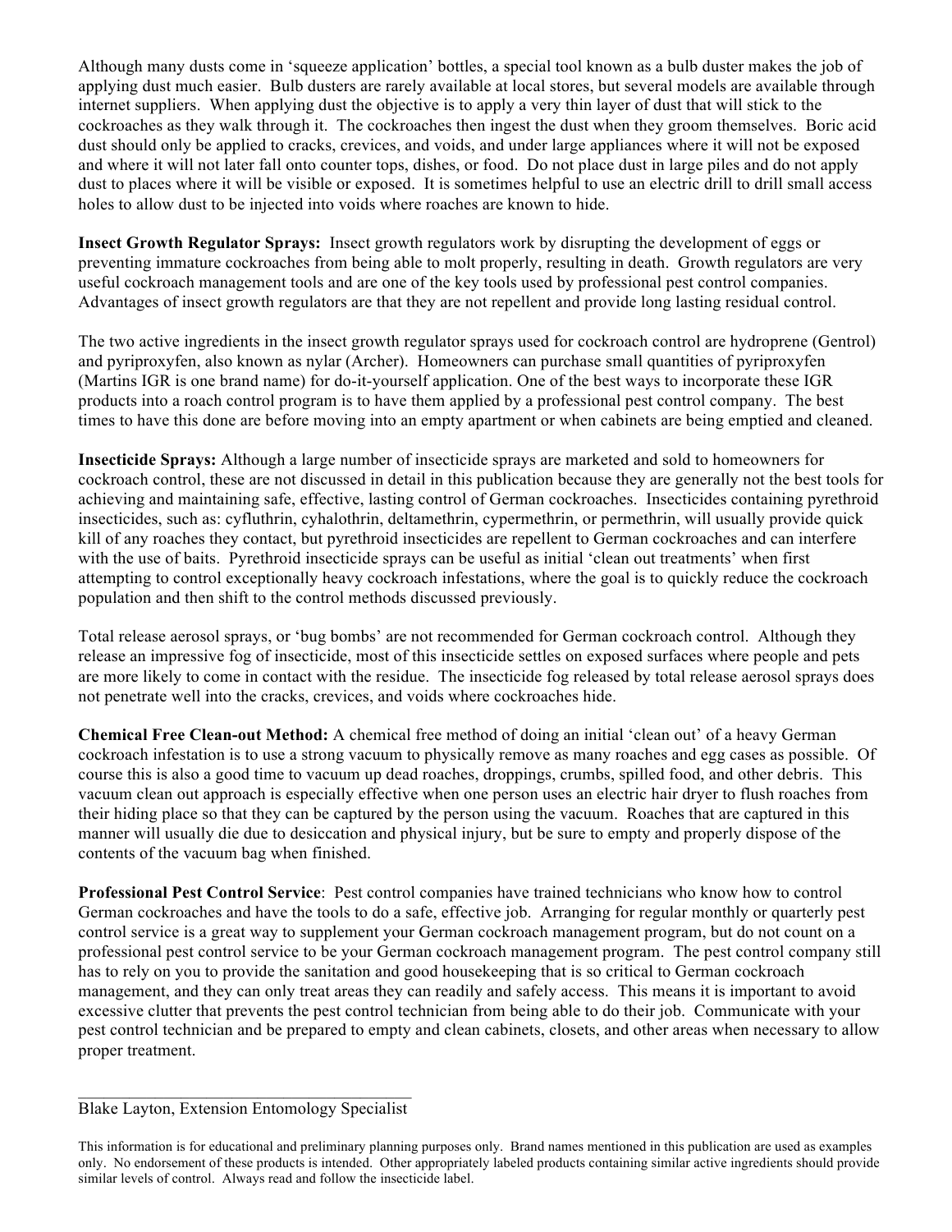Although many dusts come in 'squeeze application' bottles, a special tool known as a bulb duster makes the job of applying dust much easier. Bulb dusters are rarely available at local stores, but several models are available through internet suppliers. When applying dust the objective is to apply a very thin layer of dust that will stick to the cockroaches as they walk through it. The cockroaches then ingest the dust when they groom themselves. Boric acid dust should only be applied to cracks, crevices, and voids, and under large appliances where it will not be exposed and where it will not later fall onto counter tops, dishes, or food. Do not place dust in large piles and do not apply dust to places where it will be visible or exposed. It is sometimes helpful to use an electric drill to drill small access holes to allow dust to be injected into voids where roaches are known to hide.

**Insect Growth Regulator Sprays:** Insect growth regulators work by disrupting the development of eggs or preventing immature cockroaches from being able to molt properly, resulting in death. Growth regulators are very useful cockroach management tools and are one of the key tools used by professional pest control companies. Advantages of insect growth regulators are that they are not repellent and provide long lasting residual control.

The two active ingredients in the insect growth regulator sprays used for cockroach control are hydroprene (Gentrol) and pyriproxyfen, also known as nylar (Archer). Homeowners can purchase small quantities of pyriproxyfen (Martins IGR is one brand name) for do-it-yourself application. One of the best ways to incorporate these IGR products into a roach control program is to have them applied by a professional pest control company. The best times to have this done are before moving into an empty apartment or when cabinets are being emptied and cleaned.

**Insecticide Sprays:** Although a large number of insecticide sprays are marketed and sold to homeowners for cockroach control, these are not discussed in detail in this publication because they are generally not the best tools for achieving and maintaining safe, effective, lasting control of German cockroaches. Insecticides containing pyrethroid insecticides, such as: cyfluthrin, cyhalothrin, deltamethrin, cypermethrin, or permethrin, will usually provide quick kill of any roaches they contact, but pyrethroid insecticides are repellent to German cockroaches and can interfere with the use of baits. Pyrethroid insecticide sprays can be useful as initial 'clean out treatments' when first attempting to control exceptionally heavy cockroach infestations, where the goal is to quickly reduce the cockroach population and then shift to the control methods discussed previously.

Total release aerosol sprays, or 'bug bombs' are not recommended for German cockroach control. Although they release an impressive fog of insecticide, most of this insecticide settles on exposed surfaces where people and pets are more likely to come in contact with the residue. The insecticide fog released by total release aerosol sprays does not penetrate well into the cracks, crevices, and voids where cockroaches hide.

**Chemical Free Clean-out Method:** A chemical free method of doing an initial 'clean out' of a heavy German cockroach infestation is to use a strong vacuum to physically remove as many roaches and egg cases as possible. Of course this is also a good time to vacuum up dead roaches, droppings, crumbs, spilled food, and other debris. This vacuum clean out approach is especially effective when one person uses an electric hair dryer to flush roaches from their hiding place so that they can be captured by the person using the vacuum. Roaches that are captured in this manner will usually die due to desiccation and physical injury, but be sure to empty and properly dispose of the contents of the vacuum bag when finished.

**Professional Pest Control Service**: Pest control companies have trained technicians who know how to control German cockroaches and have the tools to do a safe, effective job. Arranging for regular monthly or quarterly pest control service is a great way to supplement your German cockroach management program, but do not count on a professional pest control service to be your German cockroach management program. The pest control company still has to rely on you to provide the sanitation and good housekeeping that is so critical to German cockroach management, and they can only treat areas they can readily and safely access. This means it is important to avoid excessive clutter that prevents the pest control technician from being able to do their job. Communicate with your pest control technician and be prepared to empty and clean cabinets, closets, and other areas when necessary to allow proper treatment.

---

Blake Layton, Extension Entomology Specialist

This information is for educational and preliminary planning purposes only. Brand names mentioned in this publication are used as examples only. No endorsement of these products is intended. Other appropriately labeled products containing similar active ingredients should provide similar levels of control. Always read and follow the insecticide label.